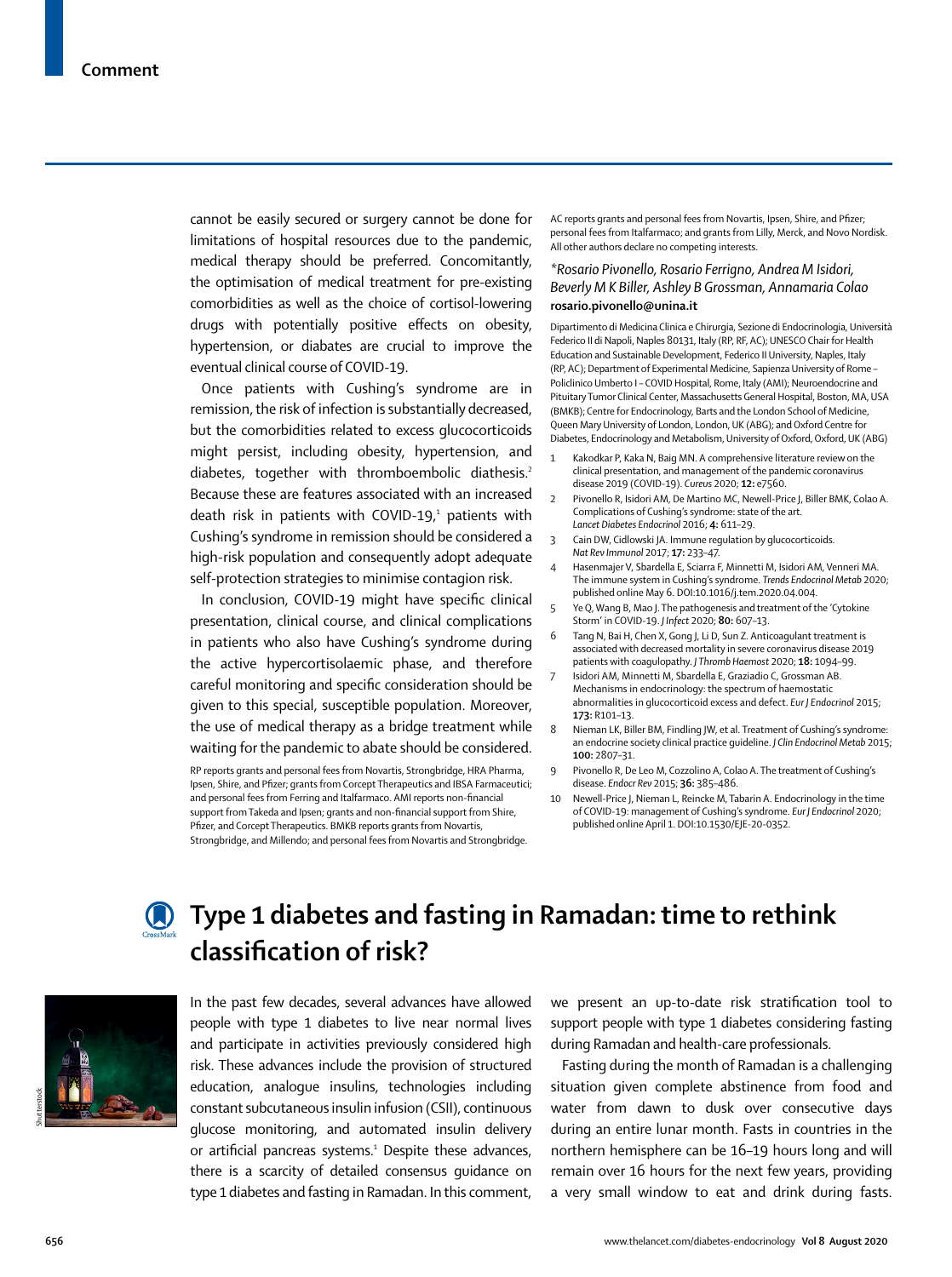cannot be easily secured or surgery cannot be done for limitations of hospital resources due to the pandemic, medical therapy should be preferred. Concomitantly, the optimisation of medical treatment for pre-existing comorbidities as well as the choice of cortisol-lowering drugs with potentially positive effects on obesity, hypertension, or diabetes are crucial to improve the eventual clinical course of COVID-19.

Once patients with Cushing's syndrome are in remission, the risk of infection is substantially decreased, but the comorbidities related to excess glucocorticoids might persist, including obesity, hypertension, and diabetes, together with thromboembolic diathesis.[2] Because these are features associated with an increased death risk in patients with COVID-19,[1] patients with Cushing's syndrome in remission should be considered a high-risk population and consequently adopt adequate self-protection strategies to minimise contagion risk.

In conclusion, COVID-19 might have specific clinical presentation, clinical course, and clinical complications in patients who also have Cushing's syndrome during the active hypercortisolaemic phase, and therefore careful monitoring and specific consideration should be given to this special, susceptible population. Moreover, the use of medical therapy as a bridge treatment while waiting for the pandemic to abate should be considered.

RP reports grants and personal fees from Novartis, Strongbridge, HRA Pharma, Ipsen, Shire, and Pfizer; grants from Corcept Therapeutics and IBSA Farmaceutici; and personal fees from Ferring and Italfarmaco. AMI reports non-financial support from Takeda and Ipsen; grants and non-financial support from Shire, Pfizer, and Corcept Therapeutics. BMKB reports grants from Novartis, Strongbridge, and Millendo; and personal fees from Novartis and Strongbridge. AC reports grants and personal fees from Novartis, Ipsen, Shire, and Pfizer; personal fees from Italfarmaco; and grants from Lilly, Merck, and Novo Nordisk. All other authors declare no competing interests.

*Rosario Pivonello, Rosario Ferrigno, Andrea M Isidori, Beverly M K Biller, Ashley B Grossman, Annamaria Colao*
**rosario.pivonello@unina.it**

Dipartimento di Medicina Clinica e Chirurgia, Sezione di Endocrinologia, Università Federico II di Napoli, Naples 80131, Italy (RP, RF, AC); UNESCO Chair for Health Education and Sustainable Development, Federico II University, Naples, Italy (RP, AC); Department of Experimental Medicine, Sapienza University of Rome – Policlinico Umberto I – COVID Hospital, Rome, Italy (AMI); Neuroendocrine and Pituitary Tumor Clinical Center, Massachusetts General Hospital, Boston, MA, USA (BMKB); Centre for Endocrinology, Barts and the London School of Medicine, Queen Mary University of London, London, UK (ABG); and Oxford Centre for Diabetes, Endocrinology and Metabolism, University of Oxford, Oxford, UK (ABG)

1. Kakodkar P, Kaka N, Baig MN. A comprehensive literature review on the clinical presentation, and management of the pandemic coronavirus disease 2019 (COVID-19). *Cureus* 2020; **12:** e7560.
2. Pivonello R, Isidori AM, De Martino MC, Newell-Price J, Biller BMK, Colao A. Complications of Cushing's syndrome: state of the art. *Lancet Diabetes Endocrinol* 2016; **4:** 611–29.
3. Cain DW, Cidlowski JA. Immune regulation by glucocorticoids. *Nat Rev Immunol* 2017; **17:** 233–47.
4. Hasenmajer V, Sbardella E, Sciarra F, Minnetti M, Isidori AM, Venneri MA. The immune system in Cushing's syndrome. *Trends Endocrinol Metab* 2020; published online May 6. DOI:10.1016/j.tem.2020.04.004.
5. Ye Q, Wang B, Mao J. The pathogenesis and treatment of the 'Cytokine Storm' in COVID-19. *J Infect* 2020; **80:** 607–13.
6. Tang N, Bai H, Chen X, Gong J, Li D, Sun Z. Anticoagulant treatment is associated with decreased mortality in severe coronavirus disease 2019 patients with coagulopathy. *J Thromb Haemost* 2020; **18:** 1094–99.
7. Isidori AM, Minnetti M, Sbardella E, Graziadio C, Grossman AB. Mechanisms in endocrinology: the spectrum of haemostatic abnormalities in glucocorticoid excess and defect. *Eur J Endocrinol* 2015; **173:** R101–13.
8. Nieman LK, Biller BM, Findling JW, et al. Treatment of Cushing's syndrome: an endocrine society clinical practice guideline. *J Clin Endocrinol Metab* 2015; **100:** 2807–31.
9. Pivonello R, De Leo M, Cozzolino A, Colao A. The treatment of Cushing's disease. *Endocr Rev* 2015; **36:** 385–486.
10. Newell-Price J, Nieman L, Reincke M, Tabarin A. Endocrinology in the time of COVID-19: management of Cushing's syndrome. *Eur J Endocrinol* 2020; published online April 1. DOI:10.1530/EJE-20-0352.

# Type 1 diabetes and fasting in Ramadan: time to rethink classification of risk?

In the past few decades, several advances have allowed people with type 1 diabetes to live near normal lives and participate in activities previously considered high risk. These advances include the provision of structured education, analogue insulins, technologies including constant subcutaneous insulin infusion (CSII), continuous glucose monitoring, and automated insulin delivery or artificial pancreas systems.[1] Despite these advances, there is a scarcity of detailed consensus guidance on type 1 diabetes and fasting in Ramadan. In this comment, we present an up-to-date risk stratification tool to support people with type 1 diabetes considering fasting during Ramadan and health-care professionals.

Fasting during the month of Ramadan is a challenging situation given complete abstinence from food and water from dawn to dusk over consecutive days during an entire lunar month. Fasts in countries in the northern hemisphere can be 16–19 hours long and will remain over 16 hours for the next few years, providing a very small window to eat and drink during fasts.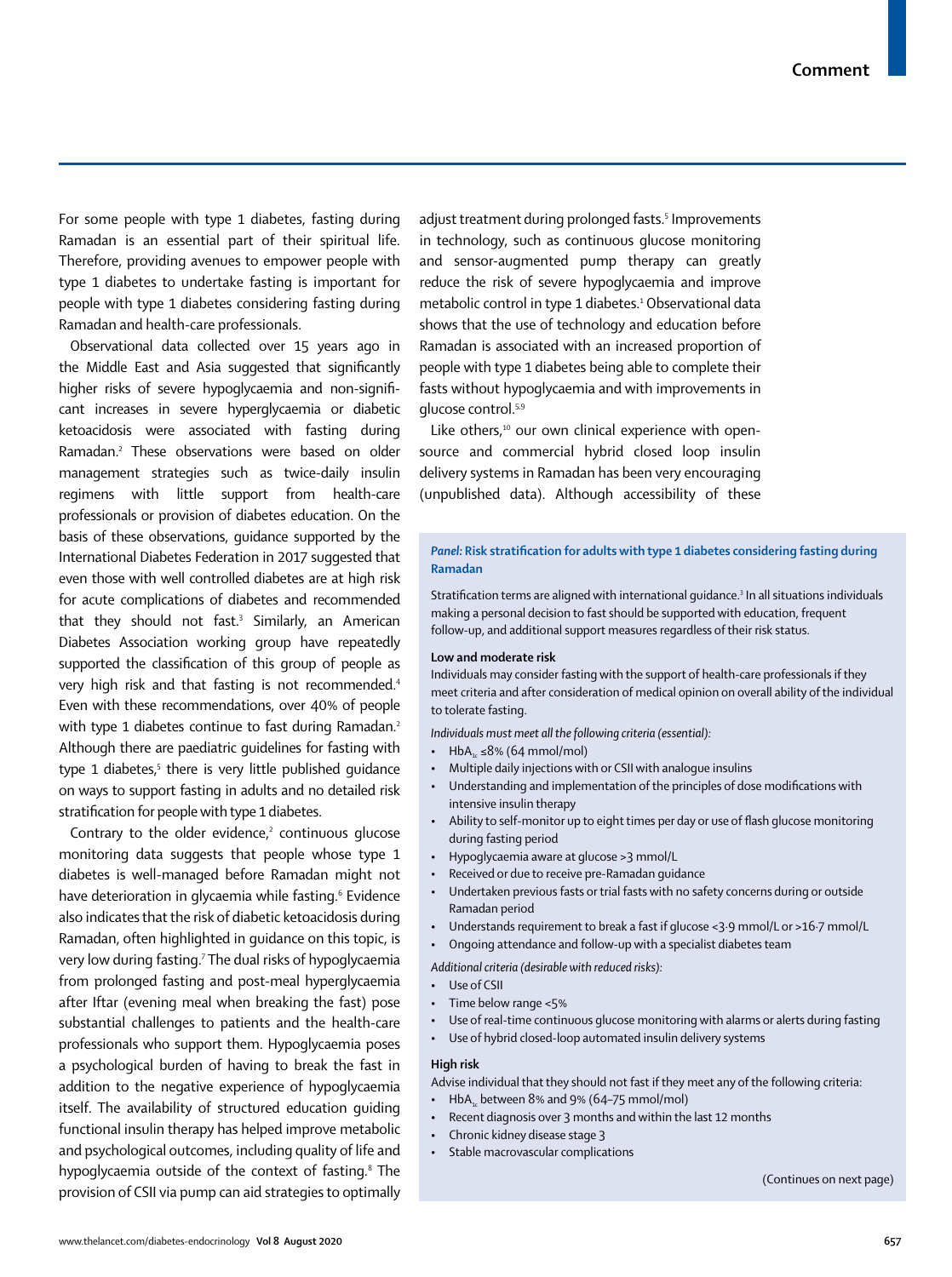For some people with type 1 diabetes, fasting during Ramadan is an essential part of their spiritual life. Therefore, providing avenues to empower people with type 1 diabetes to undertake fasting is important for people with type 1 diabetes considering fasting during Ramadan and health-care professionals.

Observational data collected over 15 years ago in the Middle East and Asia suggested that significantly higher risks of severe hypoglycaemia and non-significant increases in severe hyperglycaemia or diabetic ketoacidosis were associated with fasting during Ramadan.[2] These observations were based on older management strategies such as twice-daily insulin regimens with little support from health-care professionals or provision of diabetes education. On the basis of these observations, guidance supported by the International Diabetes Federation in 2017 suggested that even those with well controlled diabetes are at high risk for acute complications of diabetes and recommended that they should not fast.[3] Similarly, an American Diabetes Association working group have repeatedly supported the classification of this group of people as very high risk and that fasting is not recommended.[4] Even with these recommendations, over 40% of people with type 1 diabetes continue to fast during Ramadan.[2] Although there are paediatric guidelines for fasting with type 1 diabetes,[5] there is very little published guidance on ways to support fasting in adults and no detailed risk stratification for people with type 1 diabetes.

Contrary to the older evidence,[2] continuous glucose monitoring data suggests that people whose type 1 diabetes is well-managed before Ramadan might not have deterioration in glycaemia while fasting.[6] Evidence also indicates that the risk of diabetic ketoacidosis during Ramadan, often highlighted in guidance on this topic, is very low during fasting.[7] The dual risks of hypoglycaemia from prolonged fasting and post-meal hyperglycaemia after Iftar (evening meal when breaking the fast) pose substantial challenges to patients and the health-care professionals who support them. Hypoglycaemia poses a psychological burden of having to break the fast in addition to the negative experience of hypoglycaemia itself. The availability of structured education guiding functional insulin therapy has helped improve metabolic and psychological outcomes, including quality of life and hypoglycaemia outside of the context of fasting.[8] The provision of CSII via pump can aid strategies to optimally adjust treatment during prolonged fasts.[5] Improvements in technology, such as continuous glucose monitoring and sensor-augmented pump therapy can greatly reduce the risk of severe hypoglycaemia and improve metabolic control in type 1 diabetes.[1] Observational data shows that the use of technology and education before Ramadan is associated with an increased proportion of people with type 1 diabetes being able to complete their fasts without hypoglycaemia and with improvements in glucose control.[5,9]

Like others,[10] our own clinical experience with open-source and commercial hybrid closed loop insulin delivery systems in Ramadan has been very encouraging (unpublished data). Although accessibility of these

**Panel: Risk stratification for adults with type 1 diabetes considering fasting during Ramadan**

Stratification terms are aligned with international guidance.[3] In all situations individuals making a personal decision to fast should be supported with education, frequent follow-up, and additional support measures regardless of their risk status.

**Low and moderate risk**

Individuals may consider fasting with the support of health-care professionals if they meet criteria and after consideration of medical opinion on overall ability of the individual to tolerate fasting.

*Individuals must meet all the following criteria (essential):*

- $HbA_{1c}$ ≤8% (64 mmol/mol)
- Multiple daily injections with or CSII with analogue insulins
- Understanding and implementation of the principles of dose modifications with intensive insulin therapy
- Ability to self-monitor up to eight times per day or use of flash glucose monitoring during fasting period
- Hypoglycaemia aware at glucose >3 mmol/L
- Received or due to receive pre-Ramadan guidance
- Undertaken previous fasts or trial fasts with no safety concerns during or outside Ramadan period
- Understands requirement to break a fast if glucose <3·9 mmol/L or >16·7 mmol/L
- Ongoing attendance and follow-up with a specialist diabetes team

*Additional criteria (desirable with reduced risks):*

- Use of CSII
- Time below range <5%
- Use of real-time continuous glucose monitoring with alarms or alerts during fasting
- Use of hybrid closed-loop automated insulin delivery systems

**High risk**

Advise individual that they should not fast if they meet any of the following criteria:

- $HbA_{1c}$ between 8% and 9% (64–75 mmol/mol)
- Recent diagnosis over 3 months and within the last 12 months
- Chronic kidney disease stage 3
- Stable macrovascular complications

(Continues on next page)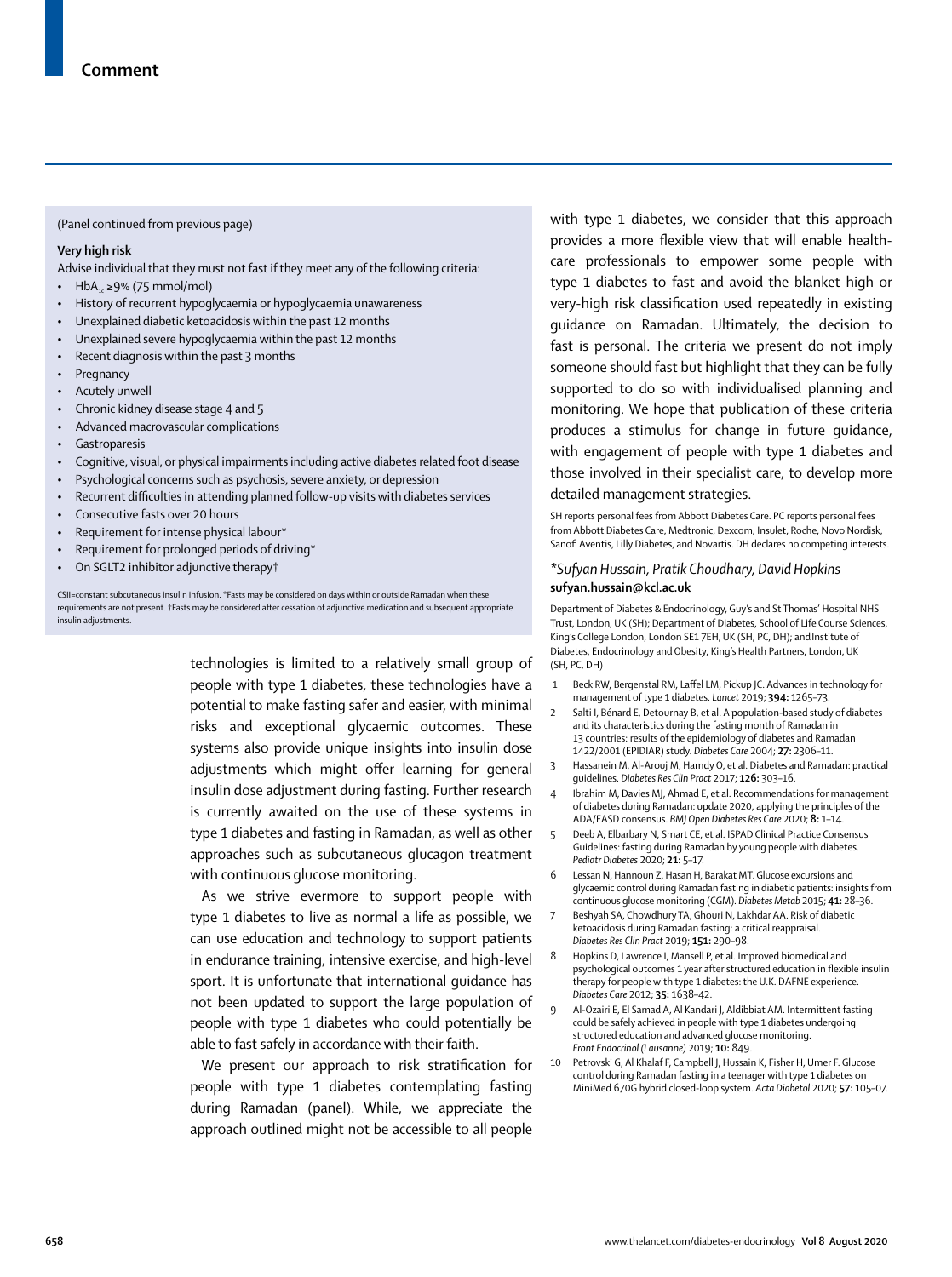(Panel continued from previous page)

**Very high risk**

Advise individual that they must not fast if they meet any of the following criteria:

- $HbA_{1c}$ ≥9% (75 mmol/mol)
- History of recurrent hypoglycaemia or hypoglycaemia unawareness
- Unexplained diabetic ketoacidosis within the past 12 months
- Unexplained severe hypoglycaemia within the past 12 months
- Recent diagnosis within the past 3 months
- Pregnancy
- Acutely unwell
- Chronic kidney disease stage 4 and 5
- Advanced macrovascular complications
- Gastroparesis
- Cognitive, visual, or physical impairments including active diabetes related foot disease
- Psychological concerns such as psychosis, severe anxiety, or depression
- Recurrent difficulties in attending planned follow-up visits with diabetes services
- Consecutive fasts over 20 hours
- Requirement for intense physical labour*
- Requirement for prolonged periods of driving*
- On SGLT2 inhibitor adjunctive therapy†

CSII=constant subcutaneous insulin infusion. *Fasts may be considered on days within or outside Ramadan when these requirements are not present. †Fasts may be considered after cessation of adjunctive medication and subsequent appropriate insulin adjustments.

technologies is limited to a relatively small group of people with type 1 diabetes, these technologies have a potential to make fasting safer and easier, with minimal risks and exceptional glycaemic outcomes. These systems also provide unique insights into insulin dose adjustments which might offer learning for general insulin dose adjustment during fasting. Further research is currently awaited on the use of these systems in type 1 diabetes and fasting in Ramadan, as well as other approaches such as subcutaneous glucagon treatment with continuous glucose monitoring.

As we strive evermore to support people with type 1 diabetes to live as normal a life as possible, we can use education and technology to support patients in endurance training, intensive exercise, and high-level sport. It is unfortunate that international guidance has not been updated to support the large population of people with type 1 diabetes who could potentially be able to fast safely in accordance with their faith.

We present our approach to risk stratification for people with type 1 diabetes contemplating fasting during Ramadan (panel). While, we appreciate the approach outlined might not be accessible to all people with type 1 diabetes, we consider that this approach provides a more flexible view that will enable health-care professionals to empower some people with type 1 diabetes to fast and avoid the blanket high or very-high risk classification used repeatedly in existing guidance on Ramadan. Ultimately, the decision to fast is personal. The criteria we present do not imply someone should fast but highlight that they can be fully supported to do so with individualised planning and monitoring. We hope that publication of these criteria produces a stimulus for change in future guidance, with engagement of people with type 1 diabetes and those involved in their specialist care, to develop more detailed management strategies.

SH reports personal fees from Abbott Diabetes Care. PC reports personal fees from Abbott Diabetes Care, Medtronic, Dexcom, Insulet, Roche, Novo Nordisk, Sanofi Aventis, Lilly Diabetes, and Novartis. DH declares no competing interests.

*\*Sufyan Hussain, Pratik Choudhary, David Hopkins*
**sufyan.hussain@kcl.ac.uk**

Department of Diabetes & Endocrinology, Guy's and St Thomas' Hospital NHS Trust, London, UK (SH); Department of Diabetes, School of Life Course Sciences, King's College London, London SE1 7EH, UK (SH, PC, DH); and Institute of Diabetes, Endocrinology and Obesity, King's Health Partners, London, UK (SH, PC, DH)

1. Beck RW, Bergenstal RM, Laffel LM, Pickup JC. Advances in technology for management of type 1 diabetes. *Lancet* 2019; **394:** 1265–73.
2. Salti I, Bénard E, Detournay B, et al. A population-based study of diabetes and its characteristics during the fasting month of Ramadan in 13 countries: results of the epidemiology of diabetes and Ramadan 1422/2001 (EPIDIAR) study. *Diabetes Care* 2004; **27:** 2306–11.
3. Hassanein M, Al-Arouj M, Hamdy O, et al. Diabetes and Ramadan: practical guidelines. *Diabetes Res Clin Pract* 2017; **126:** 303–16.
4. Ibrahim M, Davies MJ, Ahmad E, et al. Recommendations for management of diabetes during Ramadan: update 2020, applying the principles of the ADA/EASD consensus. *BMJ Open Diabetes Res Care* 2020; **8:** 1–14.
5. Deeb A, Elbarbary N, Smart CE, et al. ISPAD Clinical Practice Consensus Guidelines: fasting during Ramadan by young people with diabetes. *Pediatr Diabetes* 2020; **21:** 5–17.
6. Lessan N, Hannoun Z, Hasan H, Barakat MT. Glucose excursions and glycaemic control during Ramadan fasting in diabetic patients: insights from continuous glucose monitoring (CGM). *Diabetes Metab* 2015; **41:** 28–36.
7. Beshyah SA, Chowdhury TA, Ghouri N, Lakhdar AA. Risk of diabetic ketoacidosis during Ramadan fasting: a critical reappraisal. *Diabetes Res Clin Pract* 2019; **151:** 290–98.
8. Hopkins D, Lawrence I, Mansell P, et al. Improved biomedical and psychological outcomes 1 year after structured education in flexible insulin therapy for people with type 1 diabetes: the U.K. DAFNE experience. *Diabetes Care* 2012; **35:** 1638–42.
9. Al-Ozairi E, El Samad A, Al Kandari J, Aldibbiat AM. Intermittent fasting could be safely achieved in people with type 1 diabetes undergoing structured education and advanced glucose monitoring. *Front Endocrinol (Lausanne)* 2019; **10:** 849.
10. Petrovski G, Al Khalaf F, Campbell J, Hussain K, Fisher H, Umer F. Glucose control during Ramadan fasting in a teenager with type 1 diabetes on MiniMed 670G hybrid closed-loop system. *Acta Diabetol* 2020; **57:** 105–07.